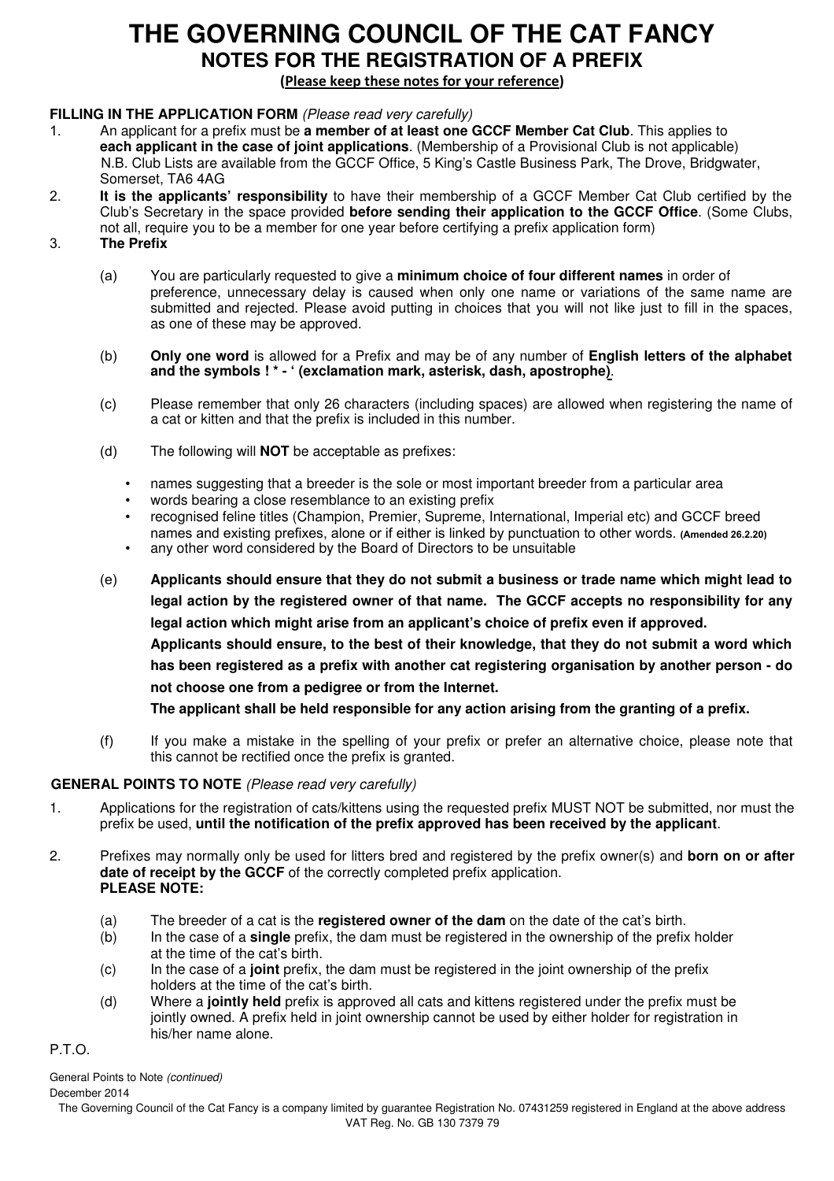# THE GOVERNING COUNCIL OF THE CAT FANCY

## NOTES FOR THE REGISTRATION OF A PREFIX

**(Please keep these notes for your reference)**

**FILLING IN THE APPLICATION FORM** *(Please read very carefully)*

1. An applicant for a prefix must be **a member of at least one GCCF Member Cat Club**. This applies to **each applicant in the case of joint applications**. (Membership of a Provisional Club is not applicable) N.B. Club Lists are available from the GCCF Office, 5 King's Castle Business Park, The Drove, Bridgwater, Somerset, TA6 4AG
2. **It is the applicants' responsibility** to have their membership of a GCCF Member Cat Club certified by the Club's Secretary in the space provided **before sending their application to the GCCF Office**. (Some Clubs, not all, require you to be a member for one year before certifying a prefix application form)
3. **The Prefix**

   (a) You are particularly requested to give a **minimum choice of four different names** in order of preference, unnecessary delay is caused when only one name or variations of the same name are submitted and rejected. Please avoid putting in choices that you will not like just to fill in the spaces, as one of these may be approved.

   (b) **Only one word** is allowed for a Prefix and may be of any number of **English letters of the alphabet and the symbols ! * - ' (exclamation mark, asterisk, dash, apostrophe)**.

   (c) Please remember that only 26 characters (including spaces) are allowed when registering the name of a cat or kitten and that the prefix is included in this number.

   (d) The following will **NOT** be acceptable as prefixes:

   - names suggesting that a breeder is the sole or most important breeder from a particular area
   - words bearing a close resemblance to an existing prefix
   - recognised feline titles (Champion, Premier, Supreme, International, Imperial etc) and GCCF breed names and existing prefixes, alone or if either is linked by punctuation to other words. **(Amended 26.2.20)**
   - any other word considered by the Board of Directors to be unsuitable

   (e) **Applicants should ensure that they do not submit a business or trade name which might lead to legal action by the registered owner of that name. The GCCF accepts no responsibility for any legal action which might arise from an applicant's choice of prefix even if approved.**
   **Applicants should ensure, to the best of their knowledge, that they do not submit a word which has been registered as a prefix with another cat registering organisation by another person - do not choose one from a pedigree or from the Internet.**
   **The applicant shall be held responsible for any action arising from the granting of a prefix.**

   (f) If you make a mistake in the spelling of your prefix or prefer an alternative choice, please note that this cannot be rectified once the prefix is granted.

**GENERAL POINTS TO NOTE** *(Please read very carefully)*

1. Applications for the registration of cats/kittens using the requested prefix MUST NOT be submitted, nor must the prefix be used, **until the notification of the prefix approved has been received by the applicant**.
2. Prefixes may normally only be used for litters bred and registered by the prefix owner(s) and **born on or after date of receipt by the GCCF** of the correctly completed prefix application.
   **PLEASE NOTE:**

   (a) The breeder of a cat is the **registered owner of the dam** on the date of the cat's birth.
   (b) In the case of a **single** prefix, the dam must be registered in the ownership of the prefix holder at the time of the cat's birth.
   (c) In the case of a **joint** prefix, the dam must be registered in the joint ownership of the prefix holders at the time of the cat's birth.
   (d) Where a **jointly held** prefix is approved all cats and kittens registered under the prefix must be jointly owned. A prefix held in joint ownership cannot be used by either holder for registration in his/her name alone.

P.T.O.

General Points to Note *(continued)*

December 2014

The Governing Council of the Cat Fancy is a company limited by guarantee Registration No. 07431259 registered in England at the above address
VAT Reg. No. GB 130 7379 79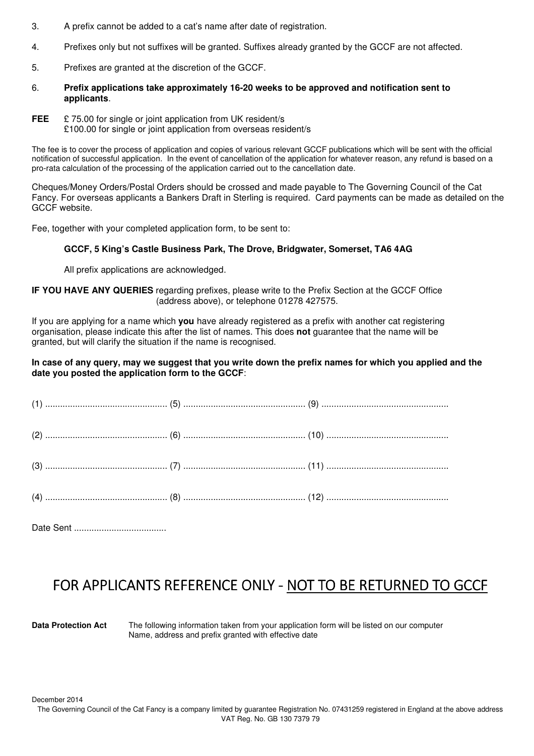3. A prefix cannot be added to a cat's name after date of registration.

4. Prefixes only but not suffixes will be granted. Suffixes already granted by the GCCF are not affected.

5. Prefixes are granted at the discretion of the GCCF.

6. **Prefix applications take approximately 16-20 weeks to be approved and notification sent to applicants**.

**FEE** £ 75.00 for single or joint application from UK resident/s
£100.00 for single or joint application from overseas resident/s

The fee is to cover the process of application and copies of various relevant GCCF publications which will be sent with the official notification of successful application. In the event of cancellation of the application for whatever reason, any refund is based on a pro-rata calculation of the processing of the application carried out to the cancellation date.

Cheques/Money Orders/Postal Orders should be crossed and made payable to The Governing Council of the Cat Fancy. For overseas applicants a Bankers Draft in Sterling is required. Card payments can be made as detailed on the GCCF website.

Fee, together with your completed application form, to be sent to:

**GCCF, 5 King's Castle Business Park, The Drove, Bridgwater, Somerset, TA6 4AG**

All prefix applications are acknowledged.

**IF YOU HAVE ANY QUERIES** regarding prefixes, please write to the Prefix Section at the GCCF Office (address above), or telephone 01278 427575.

If you are applying for a name which **you** have already registered as a prefix with another cat registering organisation, please indicate this after the list of names. This does **not** guarantee that the name will be granted, but will clarify the situation if the name is recognised.

**In case of any query, may we suggest that you write down the prefix names for which you applied and the date you posted the application form to the GCCF**:

(1) ................................................ (5) ................................................ (9) ................................................

(2) ................................................ (6) ................................................ (10) ................................................

(3) ................................................ (7) ................................................ (11) ................................................

(4) ................................................ (8) ................................................ (12) ................................................

Date Sent ....................................

## FOR APPLICANTS REFERENCE ONLY - NOT TO BE RETURNED TO GCCF

**Data Protection Act** The following information taken from your application form will be listed on our computer
Name, address and prefix granted with effective date

December 2014

The Governing Council of the Cat Fancy is a company limited by guarantee Registration No. 07431259 registered in England at the above address
VAT Reg. No. GB 130 7379 79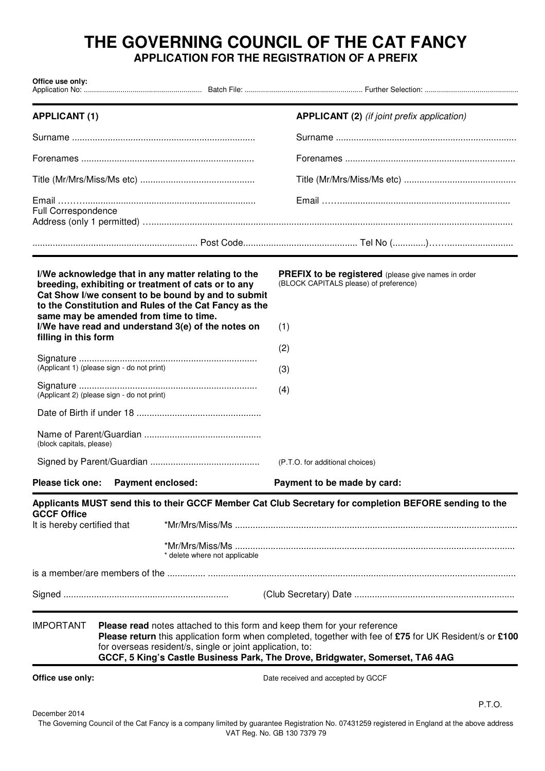# THE GOVERNING COUNCIL OF THE CAT FANCY

## APPLICATION FOR THE REGISTRATION OF A PREFIX

**Office use only:**
Application No: ......................................................... Batch File: ......................................................... Further Selection: .............................................

| **APPLICANT (1)** | **APPLICANT (2)** *(if joint prefix application)* |
|---|---|
| Surname ....................................................................... | Surname ....................................................................... |
| Forenames ................................................................... | Forenames ................................................................... |
| Title (Mr/Mrs/Miss/Ms etc) ............................................ | Title (Mr/Mrs/Miss/Ms etc) ............................................ |
| Email ………................................................................... | Email ………................................................................... |

Full Correspondence
Address (only 1 permitted) …..............................................................................................................................................

................................................................ Post Code............................................ Tel No (............)………........................

**I/We acknowledge that in any matter relating to the breeding, exhibiting or treatment of cats or to any Cat Show I/we consent to be bound by and to submit to the Constitution and Rules of the Cat Fancy as the same may be amended from time to time.**
**I/We have read and understand 3(e) of the notes on filling in this form**

Signature .....................................................................
(Applicant 1) (please sign - do not print)

Signature .....................................................................
(Applicant 2) (please sign - do not print)

Date of Birth if under 18 ................................................

Name of Parent/Guardian .............................................
(block capitals, please)

Signed by Parent/Guardian ..........................................

**PREFIX to be registered** (please give names in order (BLOCK CAPITALS please) of preference)

(1)

(2)

(3)

(4)

(P.T.O. for additional choices)

**Please tick one: Payment enclosed: Payment to be made by card:**

**Applicants MUST send this to their GCCF Member Cat Club Secretary for completion BEFORE sending to the GCCF Office**

It is hereby certified that *Mr/Mrs/Miss/Ms .............................................................................................................

*Mr/Mrs/Miss/Ms .............................................................................................................
\* delete where not applicable

is a member/are members of the ............... ........................................................................................................................

Signed ................................................................ (Club Secretary) Date ..............................................................

IMPORTANT **Please read** notes attached to this form and keep them for your reference
**Please return** this application form when completed, together with fee of **£75** for UK Resident/s or **£100** for overseas resident/s, single or joint application, to:
**GCCF, 5 King's Castle Business Park, The Drove, Bridgwater, Somerset, TA6 4AG**

**Office use only:** Date received and accepted by GCCF

P.T.O.

December 2014

The Governing Council of the Cat Fancy is a company limited by guarantee Registration No. 07431259 registered in England at the above address
VAT Reg. No. GB 130 7379 79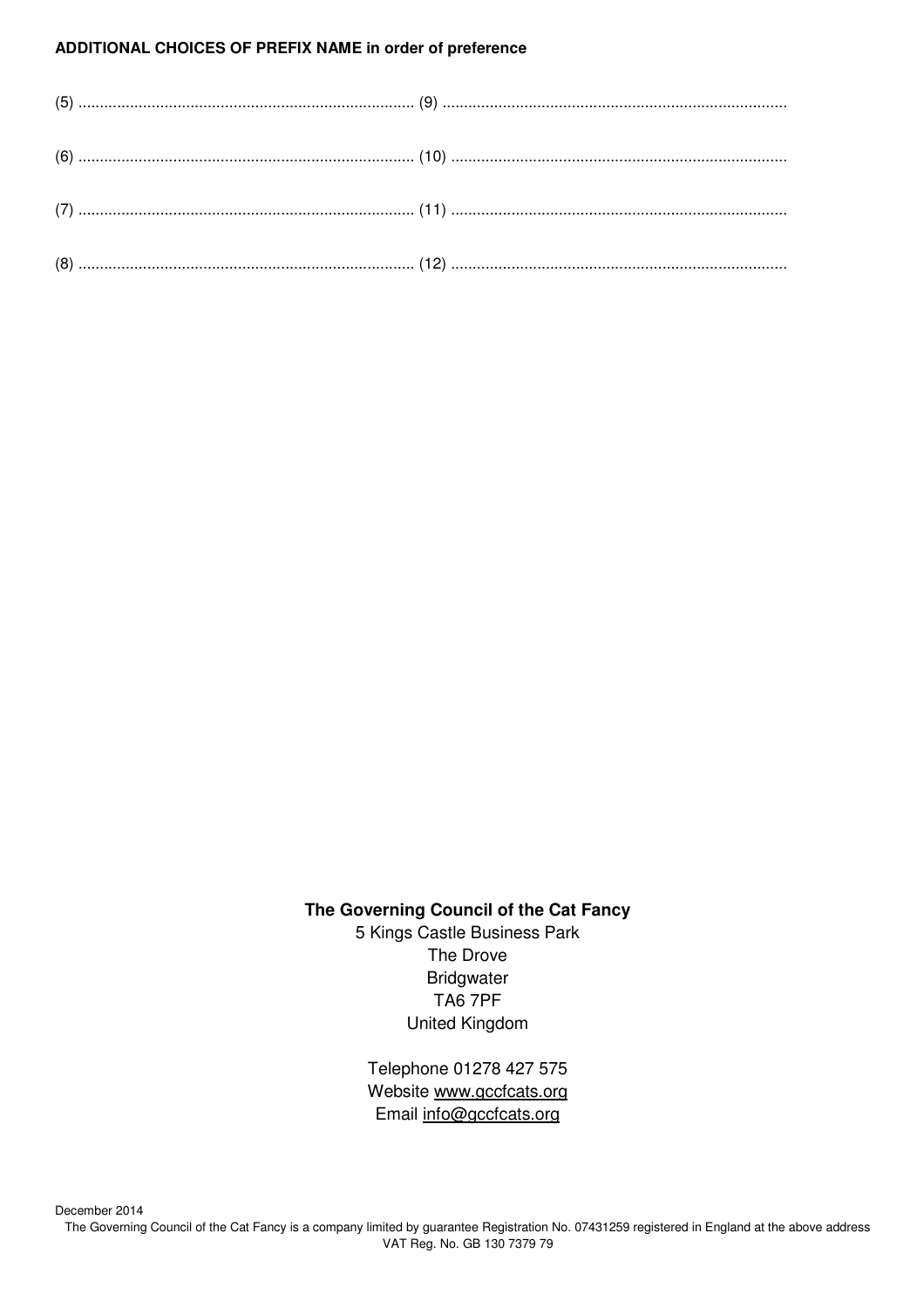**ADDITIONAL CHOICES OF PREFIX NAME in order of preference**

(5) ............................................................................. (9) ...............................................................................

(6) ............................................................................. (10) .............................................................................

(7) ............................................................................. (11) .............................................................................

(8) ............................................................................. (12) .............................................................................

**The Governing Council of the Cat Fancy**
5 Kings Castle Business Park
The Drove
Bridgwater
TA6 7PF
United Kingdom

Telephone 01278 427 575
Website www.gccfcats.org
Email info@gccfcats.org

December 2014
The Governing Council of the Cat Fancy is a company limited by guarantee Registration No. 07431259 registered in England at the above address
VAT Reg. No. GB 130 7379 79